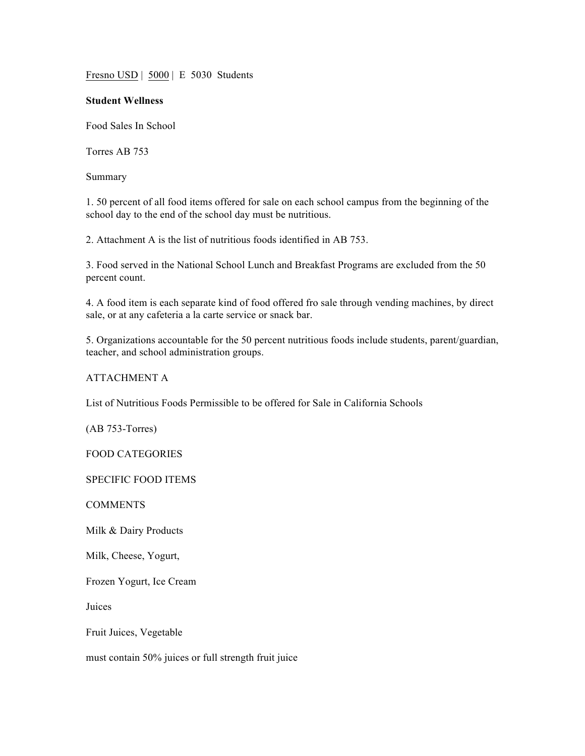Fresno USD | 5000 | E 5030 Students

**Student Wellness**

Food Sales In School

Torres AB 753

Summary

1. 50 percent of all food items offered for sale on each school campus from the beginning of the school day to the end of the school day must be nutritious.

2. Attachment A is the list of nutritious foods identified in AB 753.

3. Food served in the National School Lunch and Breakfast Programs are excluded from the 50 percent count.

4. A food item is each separate kind of food offered fro sale through vending machines, by direct sale, or at any cafeteria a la carte service or snack bar.

5. Organizations accountable for the 50 percent nutritious foods include students, parent/guardian, teacher, and school administration groups.

ATTACHMENT A

List of Nutritious Foods Permissible to be offered for Sale in California Schools

(AB 753-Torres)

FOOD CATEGORIES

SPECIFIC FOOD ITEMS

COMMENTS

Milk & Dairy Products

Milk, Cheese, Yogurt,

Frozen Yogurt, Ice Cream

Juices

Fruit Juices, Vegetable

must contain 50% juices or full strength fruit juice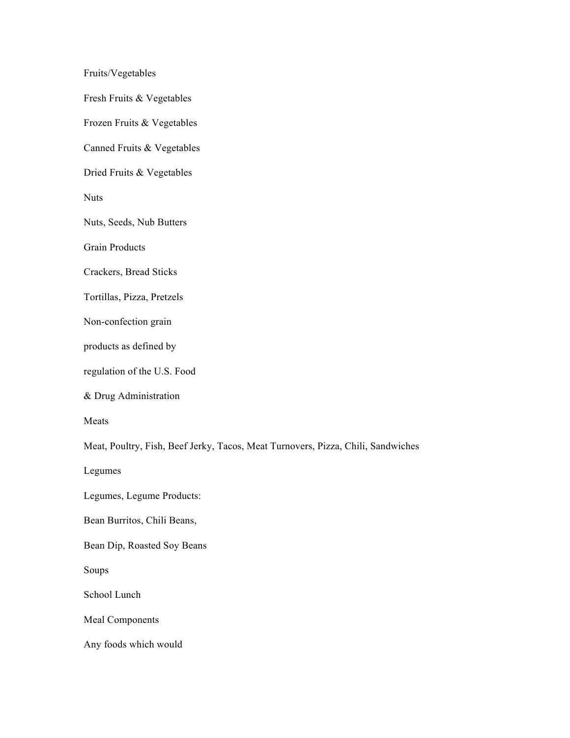Fruits/Vegetables

Fresh Fruits & Vegetables

Frozen Fruits & Vegetables

Canned Fruits & Vegetables

Dried Fruits & Vegetables

Nuts

Nuts, Seeds, Nub Butters

Grain Products

Crackers, Bread Sticks

Tortillas, Pizza, Pretzels

Non-confection grain

products as defined by

regulation of the U.S. Food

& Drug Administration

Meats

Meat, Poultry, Fish, Beef Jerky, Tacos, Meat Turnovers, Pizza, Chili, Sandwiches

Legumes

Legumes, Legume Products:

Bean Burritos, Chili Beans,

Bean Dip, Roasted Soy Beans

Soups

School Lunch

Meal Components

Any foods which would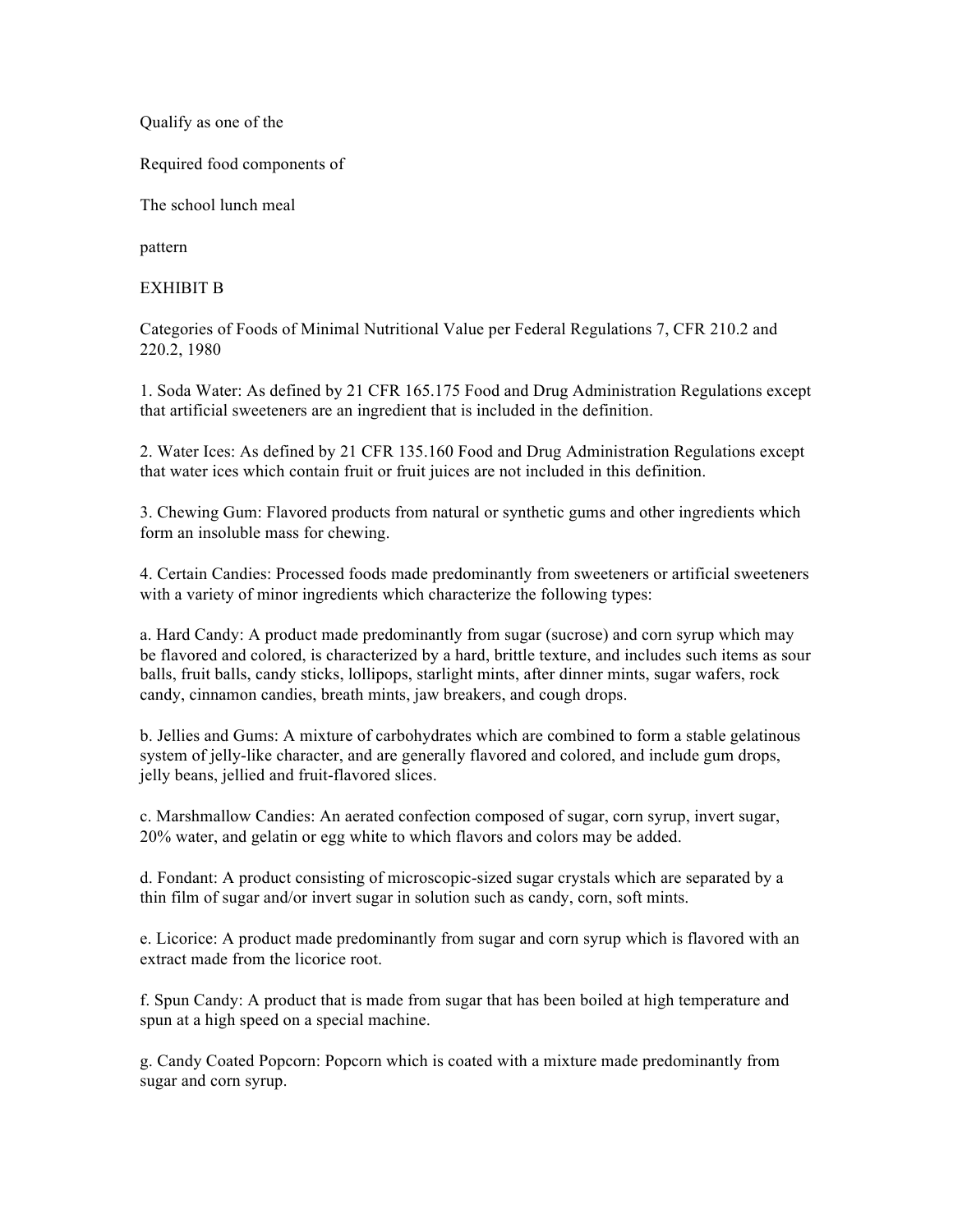Qualify as one of the

Required food components of

The school lunch meal

pattern

EXHIBIT B

Categories of Foods of Minimal Nutritional Value per Federal Regulations 7, CFR 210.2 and 220.2, 1980

1. Soda Water: As defined by 21 CFR 165.175 Food and Drug Administration Regulations except that artificial sweeteners are an ingredient that is included in the definition.

2. Water Ices: As defined by 21 CFR 135.160 Food and Drug Administration Regulations except that water ices which contain fruit or fruit juices are not included in this definition.

3. Chewing Gum: Flavored products from natural or synthetic gums and other ingredients which form an insoluble mass for chewing.

4. Certain Candies: Processed foods made predominantly from sweeteners or artificial sweeteners with a variety of minor ingredients which characterize the following types:

a. Hard Candy: A product made predominantly from sugar (sucrose) and corn syrup which may be flavored and colored, is characterized by a hard, brittle texture, and includes such items as sour balls, fruit balls, candy sticks, lollipops, starlight mints, after dinner mints, sugar wafers, rock candy, cinnamon candies, breath mints, jaw breakers, and cough drops.

b. Jellies and Gums: A mixture of carbohydrates which are combined to form a stable gelatinous system of jelly-like character, and are generally flavored and colored, and include gum drops, jelly beans, jellied and fruit-flavored slices.

c. Marshmallow Candies: An aerated confection composed of sugar, corn syrup, invert sugar, 20% water, and gelatin or egg white to which flavors and colors may be added.

d. Fondant: A product consisting of microscopic-sized sugar crystals which are separated by a thin film of sugar and/or invert sugar in solution such as candy, corn, soft mints.

e. Licorice: A product made predominantly from sugar and corn syrup which is flavored with an extract made from the licorice root.

f. Spun Candy: A product that is made from sugar that has been boiled at high temperature and spun at a high speed on a special machine.

g. Candy Coated Popcorn: Popcorn which is coated with a mixture made predominantly from sugar and corn syrup.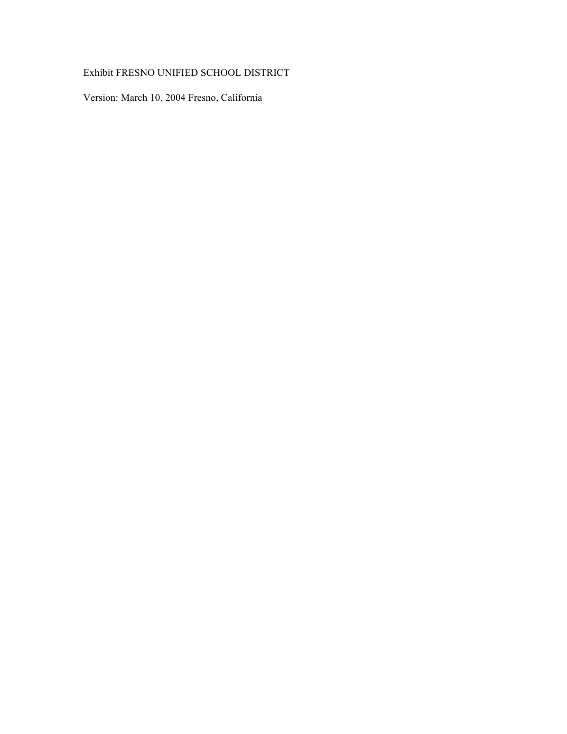Exhibit FRESNO UNIFIED SCHOOL DISTRICT

Version: March 10, 2004 Fresno, California